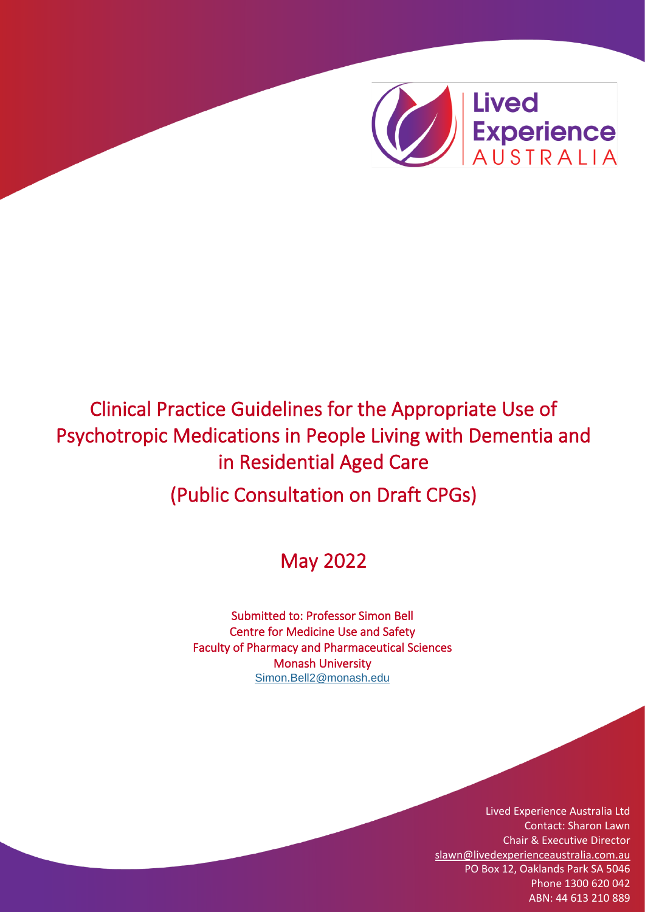Lived Experience AUSTRALIA

# Clinical Practice Guidelines for the Appropriate Use of Psychotropic Medications in People Living with Dementia and in Residential Aged Care

## (Public Consultation on Draft CPGs)

## May 2022

Submitted to: Professor Simon Bell
Centre for Medicine Use and Safety
Faculty of Pharmacy and Pharmaceutical Sciences
Monash University
Simon.Bell2@monash.edu

Lived Experience Australia Ltd
Contact: Sharon Lawn
Chair & Executive Director
slawn@livedexperienceaustralia.com.au
PO Box 12, Oaklands Park SA 5046
Phone 1300 620 042
ABN: 44 613 210 889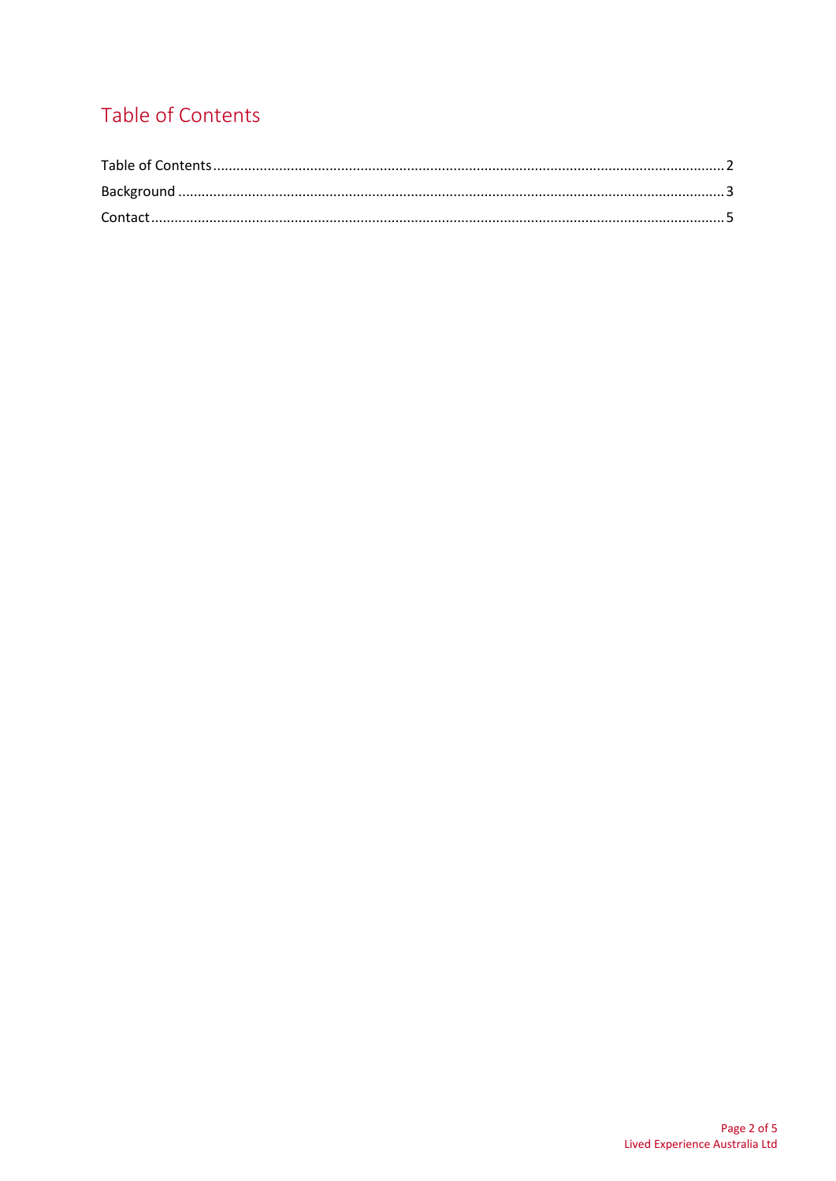# Table of Contents

Table of Contents .................................................................................................. 2

Background ......................................................................................................... 3

Contact ................................................................................................................ 5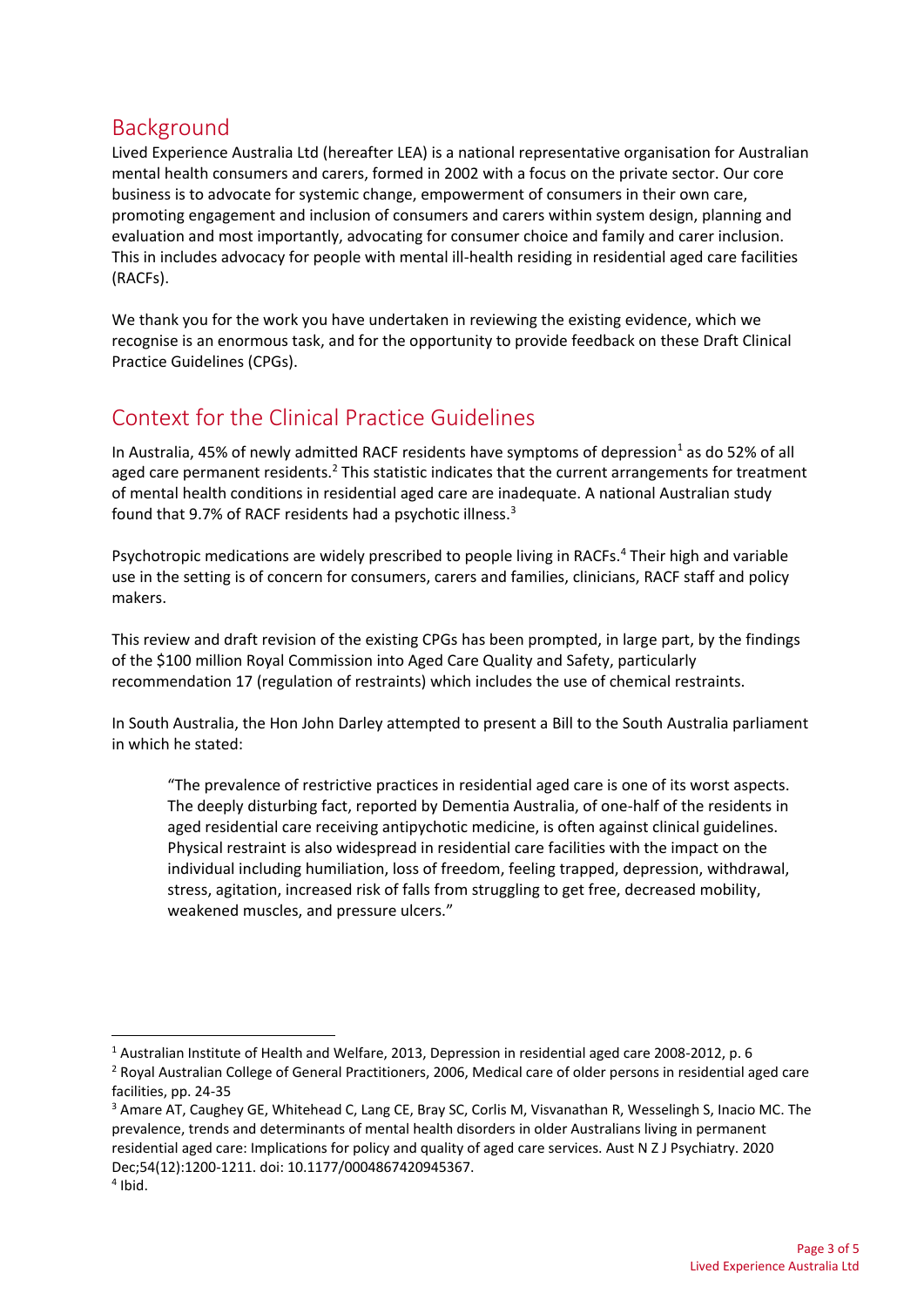## Background

Lived Experience Australia Ltd (hereafter LEA) is a national representative organisation for Australian mental health consumers and carers, formed in 2002 with a focus on the private sector. Our core business is to advocate for systemic change, empowerment of consumers in their own care, promoting engagement and inclusion of consumers and carers within system design, planning and evaluation and most importantly, advocating for consumer choice and family and carer inclusion. This in includes advocacy for people with mental ill-health residing in residential aged care facilities (RACFs).

We thank you for the work you have undertaken in reviewing the existing evidence, which we recognise is an enormous task, and for the opportunity to provide feedback on these Draft Clinical Practice Guidelines (CPGs).

## Context for the Clinical Practice Guidelines

In Australia, 45% of newly admitted RACF residents have symptoms of depression[1] as do 52% of all aged care permanent residents.[2] This statistic indicates that the current arrangements for treatment of mental health conditions in residential aged care are inadequate. A national Australian study found that 9.7% of RACF residents had a psychotic illness.[3]

Psychotropic medications are widely prescribed to people living in RACFs.[4] Their high and variable use in the setting is of concern for consumers, carers and families, clinicians, RACF staff and policy makers.

This review and draft revision of the existing CPGs has been prompted, in large part, by the findings of the $100 million Royal Commission into Aged Care Quality and Safety, particularly recommendation 17 (regulation of restraints) which includes the use of chemical restraints.

In South Australia, the Hon John Darley attempted to present a Bill to the South Australia parliament in which he stated:

> "The prevalence of restrictive practices in residential aged care is one of its worst aspects. The deeply disturbing fact, reported by Dementia Australia, of one-half of the residents in aged residential care receiving antipychotic medicine, is often against clinical guidelines. Physical restraint is also widespread in residential care facilities with the impact on the individual including humiliation, loss of freedom, feeling trapped, depression, withdrawal, stress, agitation, increased risk of falls from struggling to get free, decreased mobility, weakened muscles, and pressure ulcers."

---

[1] Australian Institute of Health and Welfare, 2013, Depression in residential aged care 2008-2012, p. 6

[2] Royal Australian College of General Practitioners, 2006, Medical care of older persons in residential aged care facilities, pp. 24-35

[3] Amare AT, Caughey GE, Whitehead C, Lang CE, Bray SC, Corlis M, Visvanathan R, Wesselingh S, Inacio MC. The prevalence, trends and determinants of mental health disorders in older Australians living in permanent residential aged care: Implications for policy and quality of aged care services. Aust N Z J Psychiatry. 2020 Dec;54(12):1200-1211. doi: 10.1177/0004867420945367.

[4] Ibid.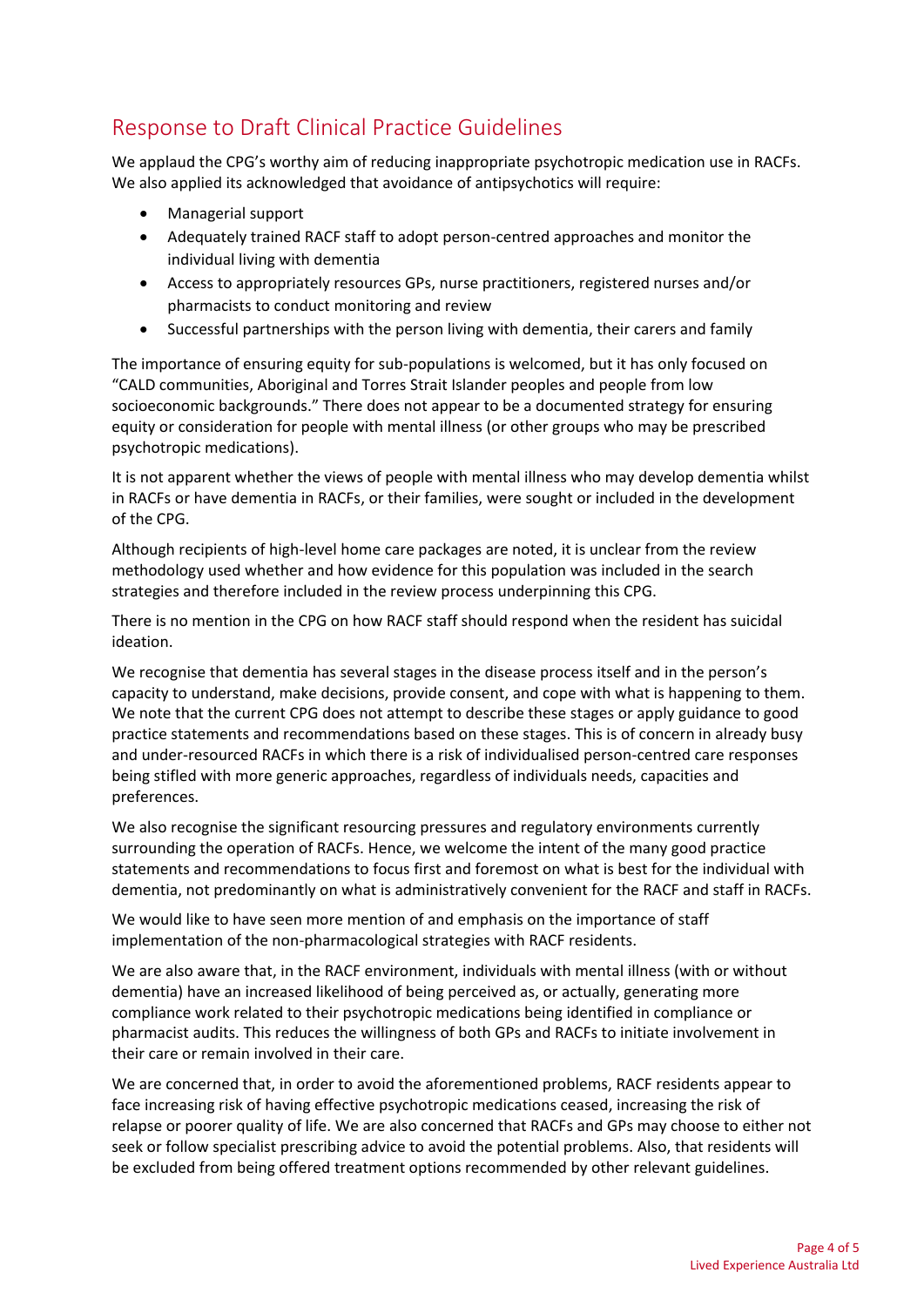## Response to Draft Clinical Practice Guidelines

We applaud the CPG's worthy aim of reducing inappropriate psychotropic medication use in RACFs. We also applied its acknowledged that avoidance of antipsychotics will require:

- Managerial support
- Adequately trained RACF staff to adopt person-centred approaches and monitor the individual living with dementia
- Access to appropriately resources GPs, nurse practitioners, registered nurses and/or pharmacists to conduct monitoring and review
- Successful partnerships with the person living with dementia, their carers and family

The importance of ensuring equity for sub-populations is welcomed, but it has only focused on "CALD communities, Aboriginal and Torres Strait Islander peoples and people from low socioeconomic backgrounds." There does not appear to be a documented strategy for ensuring equity or consideration for people with mental illness (or other groups who may be prescribed psychotropic medications).

It is not apparent whether the views of people with mental illness who may develop dementia whilst in RACFs or have dementia in RACFs, or their families, were sought or included in the development of the CPG.

Although recipients of high-level home care packages are noted, it is unclear from the review methodology used whether and how evidence for this population was included in the search strategies and therefore included in the review process underpinning this CPG.

There is no mention in the CPG on how RACF staff should respond when the resident has suicidal ideation.

We recognise that dementia has several stages in the disease process itself and in the person's capacity to understand, make decisions, provide consent, and cope with what is happening to them. We note that the current CPG does not attempt to describe these stages or apply guidance to good practice statements and recommendations based on these stages. This is of concern in already busy and under-resourced RACFs in which there is a risk of individualised person-centred care responses being stifled with more generic approaches, regardless of individuals needs, capacities and preferences.

We also recognise the significant resourcing pressures and regulatory environments currently surrounding the operation of RACFs. Hence, we welcome the intent of the many good practice statements and recommendations to focus first and foremost on what is best for the individual with dementia, not predominantly on what is administratively convenient for the RACF and staff in RACFs.

We would like to have seen more mention of and emphasis on the importance of staff implementation of the non-pharmacological strategies with RACF residents.

We are also aware that, in the RACF environment, individuals with mental illness (with or without dementia) have an increased likelihood of being perceived as, or actually, generating more compliance work related to their psychotropic medications being identified in compliance or pharmacist audits. This reduces the willingness of both GPs and RACFs to initiate involvement in their care or remain involved in their care.

We are concerned that, in order to avoid the aforementioned problems, RACF residents appear to face increasing risk of having effective psychotropic medications ceased, increasing the risk of relapse or poorer quality of life. We are also concerned that RACFs and GPs may choose to either not seek or follow specialist prescribing advice to avoid the potential problems. Also, that residents will be excluded from being offered treatment options recommended by other relevant guidelines.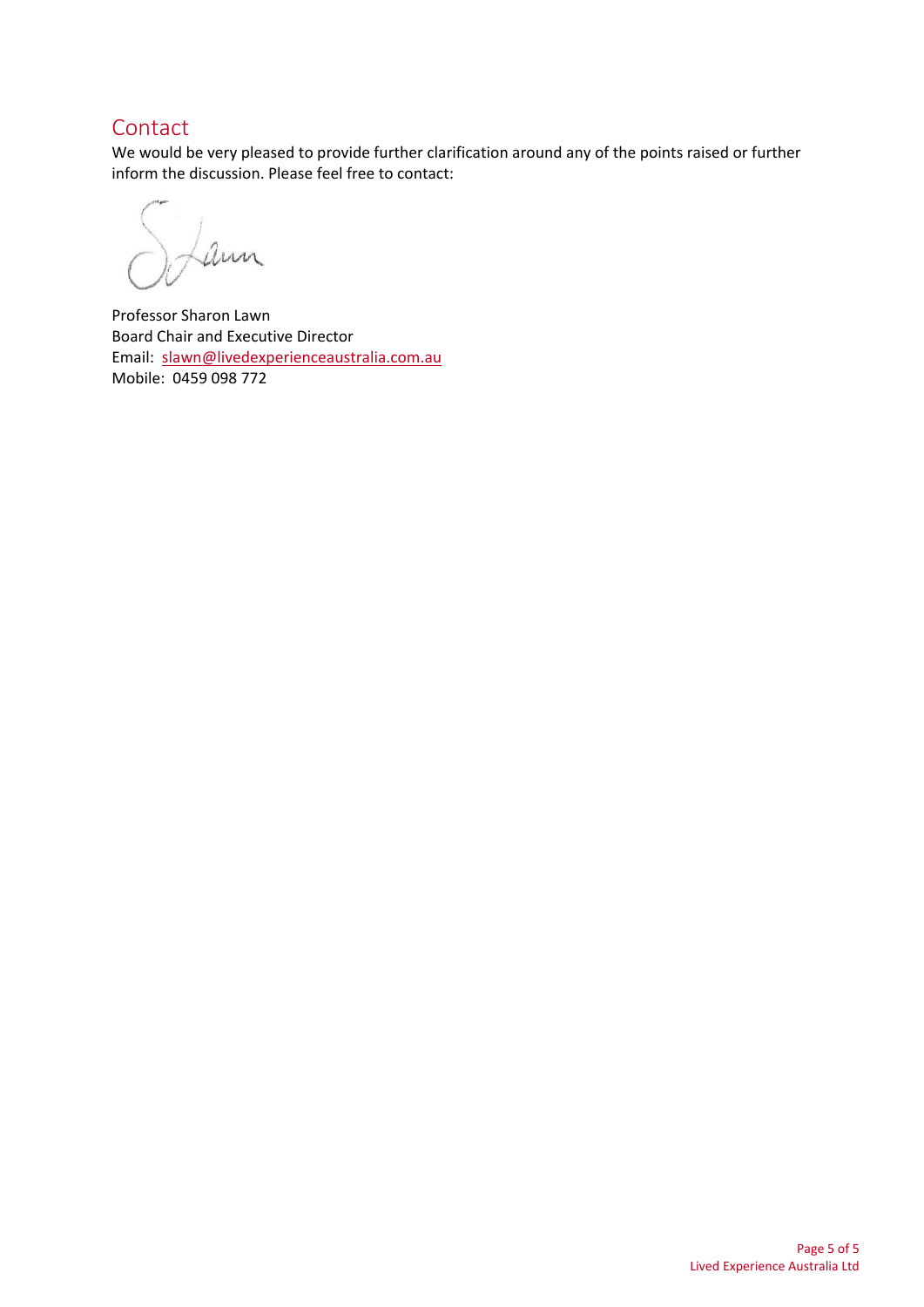## Contact

We would be very pleased to provide further clarification around any of the points raised or further inform the discussion. Please feel free to contact:

Professor Sharon Lawn
Board Chair and Executive Director
Email: slawn@livedexperienceaustralia.com.au
Mobile: 0459 098 772